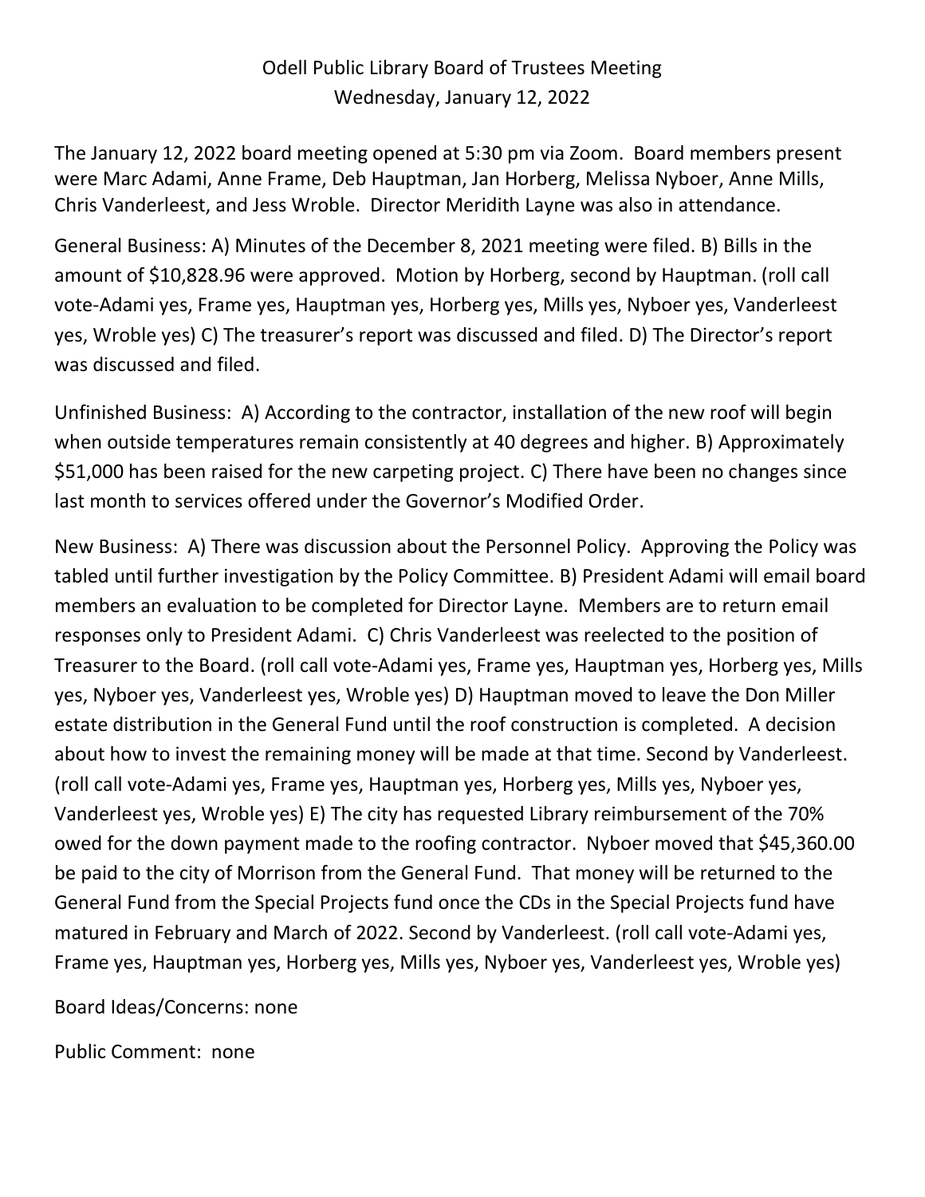# Odell Public Library Board of Trustees Meeting
## Wednesday, January 12, 2022

The January 12, 2022 board meeting opened at 5:30 pm via Zoom. Board members present were Marc Adami, Anne Frame, Deb Hauptman, Jan Horberg, Melissa Nyboer, Anne Mills, Chris Vanderleest, and Jess Wroble. Director Meridith Layne was also in attendance.

General Business: A) Minutes of the December 8, 2021 meeting were filed. B) Bills in the amount of $10,828.96 were approved. Motion by Horberg, second by Hauptman. (roll call vote-Adami yes, Frame yes, Hauptman yes, Horberg yes, Mills yes, Nyboer yes, Vanderleest yes, Wroble yes) C) The treasurer's report was discussed and filed. D) The Director's report was discussed and filed.

Unfinished Business: A) According to the contractor, installation of the new roof will begin when outside temperatures remain consistently at 40 degrees and higher. B) Approximately $51,000 has been raised for the new carpeting project. C) There have been no changes since last month to services offered under the Governor's Modified Order.

New Business: A) There was discussion about the Personnel Policy. Approving the Policy was tabled until further investigation by the Policy Committee. B) President Adami will email board members an evaluation to be completed for Director Layne. Members are to return email responses only to President Adami. C) Chris Vanderleest was reelected to the position of Treasurer to the Board. (roll call vote-Adami yes, Frame yes, Hauptman yes, Horberg yes, Mills yes, Nyboer yes, Vanderleest yes, Wroble yes) D) Hauptman moved to leave the Don Miller estate distribution in the General Fund until the roof construction is completed. A decision about how to invest the remaining money will be made at that time. Second by Vanderleest. (roll call vote-Adami yes, Frame yes, Hauptman yes, Horberg yes, Mills yes, Nyboer yes, Vanderleest yes, Wroble yes) E) The city has requested Library reimbursement of the 70% owed for the down payment made to the roofing contractor. Nyboer moved that $45,360.00 be paid to the city of Morrison from the General Fund. That money will be returned to the General Fund from the Special Projects fund once the CDs in the Special Projects fund have matured in February and March of 2022. Second by Vanderleest. (roll call vote-Adami yes, Frame yes, Hauptman yes, Horberg yes, Mills yes, Nyboer yes, Vanderleest yes, Wroble yes)

Board Ideas/Concerns: none

Public Comment: none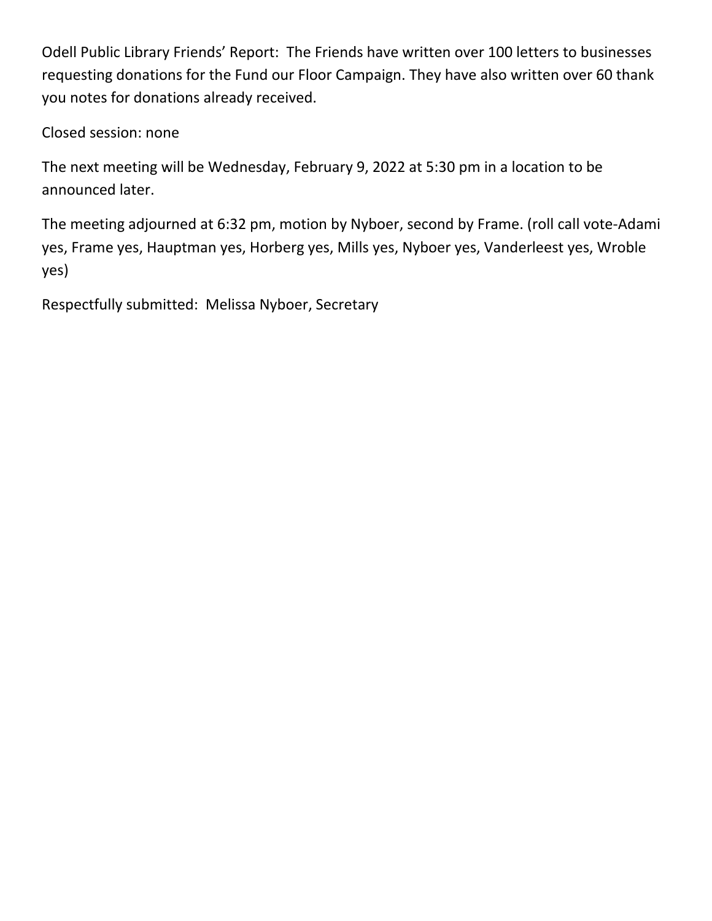Odell Public Library Friends' Report: The Friends have written over 100 letters to businesses requesting donations for the Fund our Floor Campaign. They have also written over 60 thank you notes for donations already received.

Closed session: none

The next meeting will be Wednesday, February 9, 2022 at 5:30 pm in a location to be announced later.

The meeting adjourned at 6:32 pm, motion by Nyboer, second by Frame. (roll call vote-Adami yes, Frame yes, Hauptman yes, Horberg yes, Mills yes, Nyboer yes, Vanderleest yes, Wroble yes)

Respectfully submitted: Melissa Nyboer, Secretary